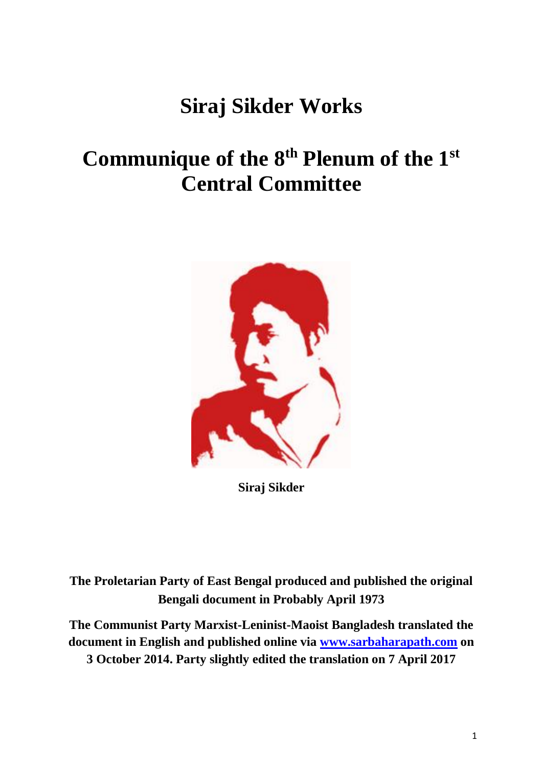# Siraj Sikder Works

# Communique of the 8th Plenum of the 1st Central Committee

**Siraj Sikder**

**The Proletarian Party of East Bengal produced and published the original Bengali document in Probably April 1973**

**The Communist Party Marxist-Leninist-Maoist Bangladesh translated the document in English and published online via [www.sarbaharapath.com](http://www.sarbaharapath.com) on 3 October 2014. Party slightly edited the translation on 7 April 2017**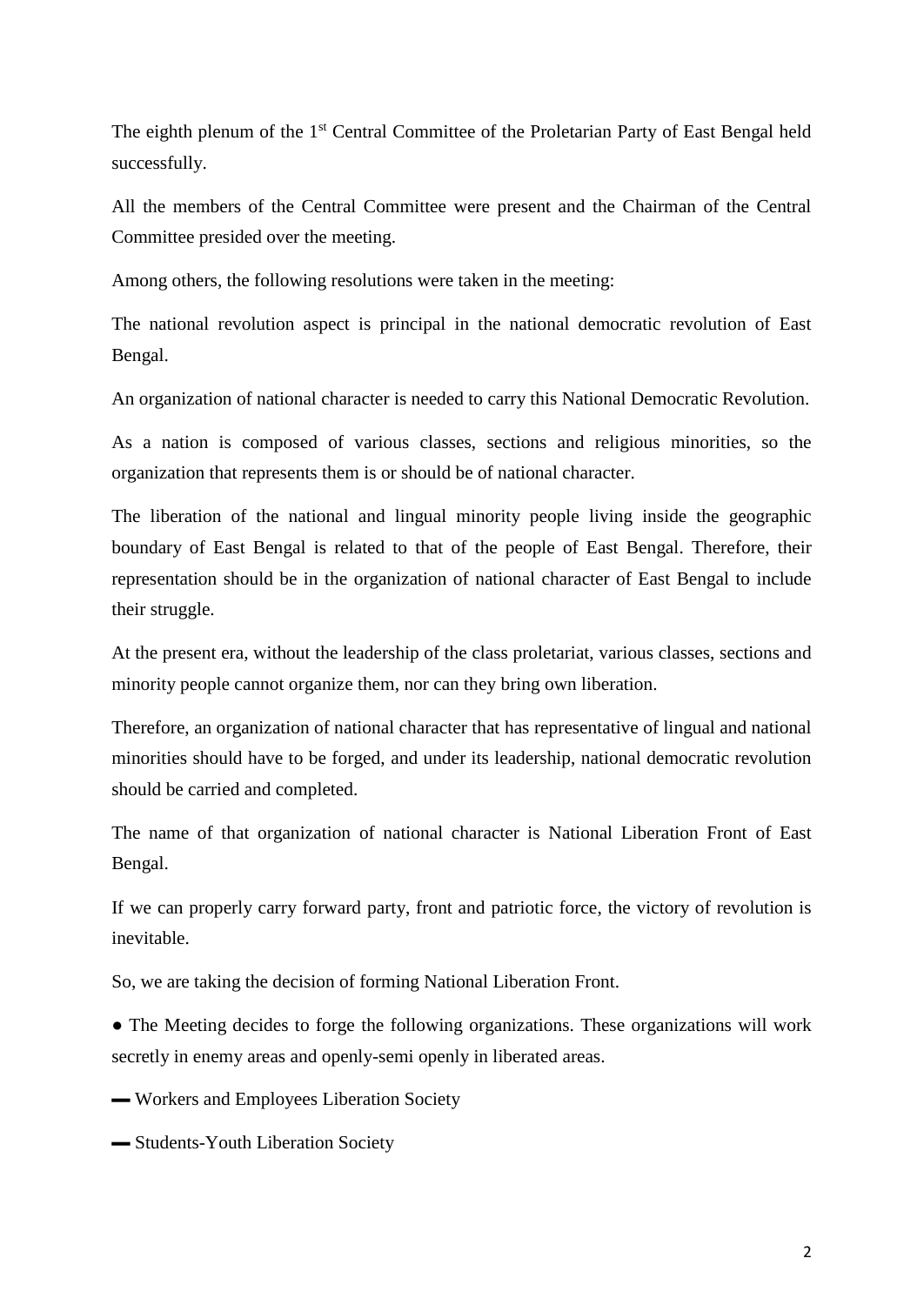The eighth plenum of the 1st Central Committee of the Proletarian Party of East Bengal held successfully.

All the members of the Central Committee were present and the Chairman of the Central Committee presided over the meeting.

Among others, the following resolutions were taken in the meeting:

The national revolution aspect is principal in the national democratic revolution of East Bengal.

An organization of national character is needed to carry this National Democratic Revolution.

As a nation is composed of various classes, sections and religious minorities, so the organization that represents them is or should be of national character.

The liberation of the national and lingual minority people living inside the geographic boundary of East Bengal is related to that of the people of East Bengal. Therefore, their representation should be in the organization of national character of East Bengal to include their struggle.

At the present era, without the leadership of the class proletariat, various classes, sections and minority people cannot organize them, nor can they bring own liberation.

Therefore, an organization of national character that has representative of lingual and national minorities should have to be forged, and under its leadership, national democratic revolution should be carried and completed.

The name of that organization of national character is National Liberation Front of East Bengal.

If we can properly carry forward party, front and patriotic force, the victory of revolution is inevitable.

So, we are taking the decision of forming National Liberation Front.

● The Meeting decides to forge the following organizations. These organizations will work secretly in enemy areas and openly-semi openly in liberated areas.

▬ Workers and Employees Liberation Society

▬ Students-Youth Liberation Society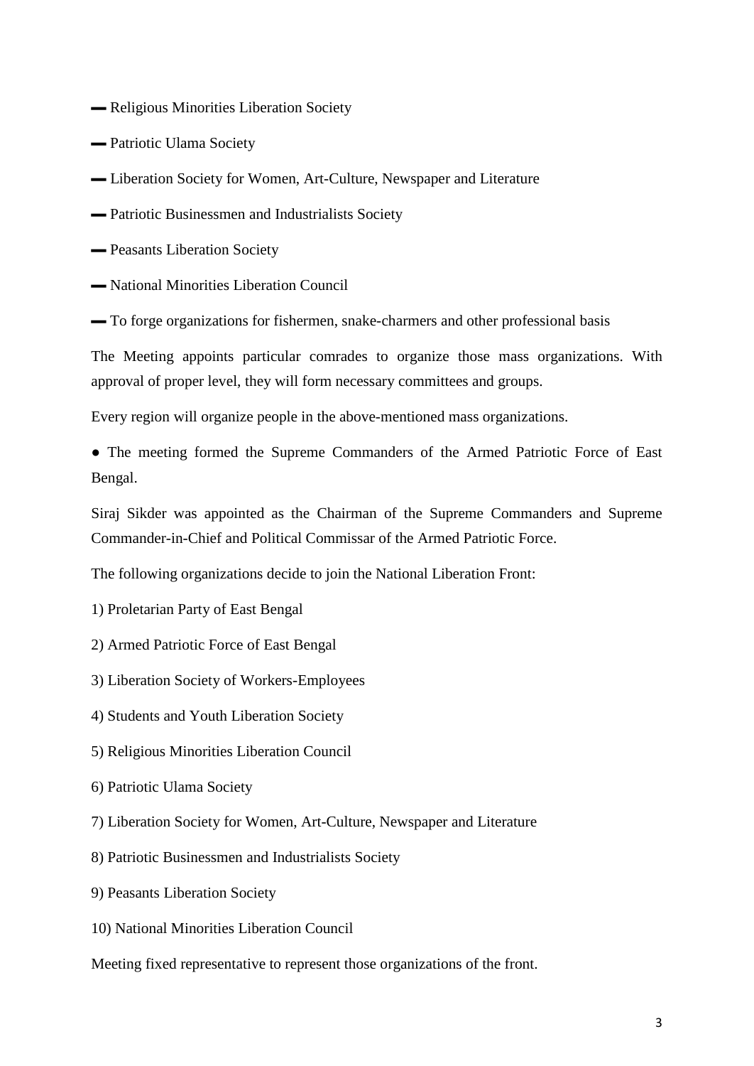▬ Religious Minorities Liberation Society

▬ Patriotic Ulama Society

▬ Liberation Society for Women, Art-Culture, Newspaper and Literature

▬ Patriotic Businessmen and Industrialists Society

▬ Peasants Liberation Society

▬ National Minorities Liberation Council

▬ To forge organizations for fishermen, snake-charmers and other professional basis

The Meeting appoints particular comrades to organize those mass organizations. With approval of proper level, they will form necessary committees and groups.

Every region will organize people in the above-mentioned mass organizations.

● The meeting formed the Supreme Commanders of the Armed Patriotic Force of East Bengal.

Siraj Sikder was appointed as the Chairman of the Supreme Commanders and Supreme Commander-in-Chief and Political Commissar of the Armed Patriotic Force.

The following organizations decide to join the National Liberation Front:

1) Proletarian Party of East Bengal

2) Armed Patriotic Force of East Bengal

3) Liberation Society of Workers-Employees

4) Students and Youth Liberation Society

5) Religious Minorities Liberation Council

6) Patriotic Ulama Society

7) Liberation Society for Women, Art-Culture, Newspaper and Literature

8) Patriotic Businessmen and Industrialists Society

9) Peasants Liberation Society

10) National Minorities Liberation Council

Meeting fixed representative to represent those organizations of the front.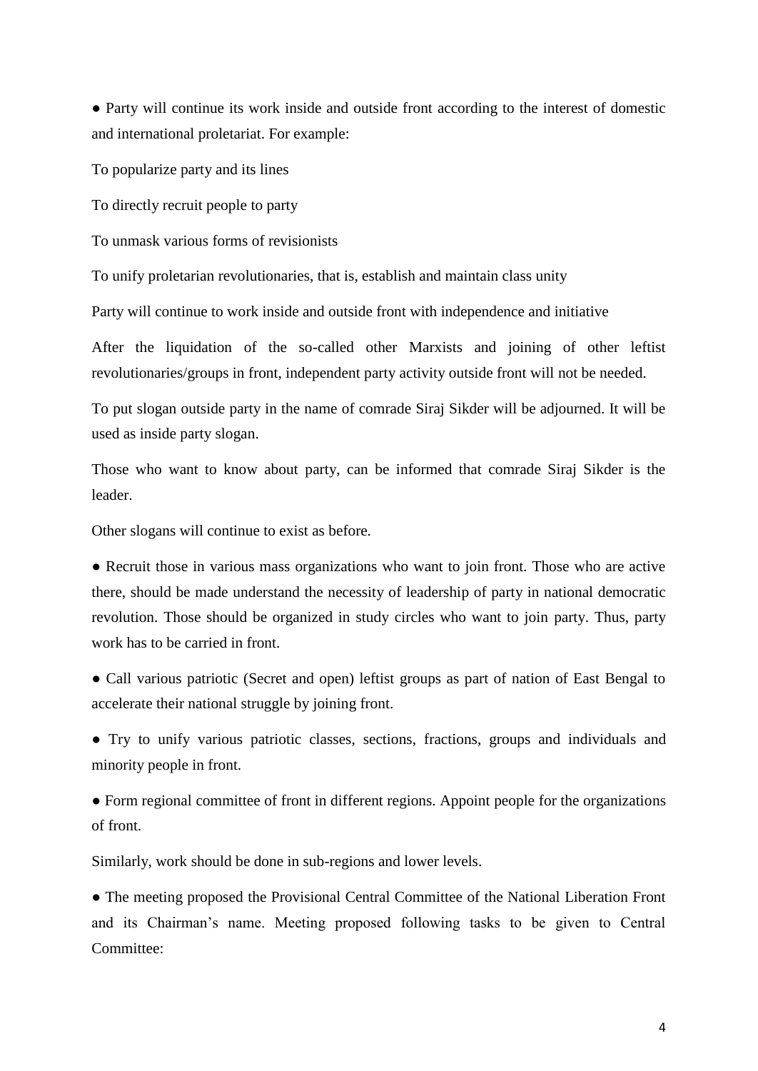● Party will continue its work inside and outside front according to the interest of domestic and international proletariat. For example:

To popularize party and its lines

To directly recruit people to party

To unmask various forms of revisionists

To unify proletarian revolutionaries, that is, establish and maintain class unity

Party will continue to work inside and outside front with independence and initiative

After the liquidation of the so-called other Marxists and joining of other leftist revolutionaries/groups in front, independent party activity outside front will not be needed.

To put slogan outside party in the name of comrade Siraj Sikder will be adjourned. It will be used as inside party slogan.

Those who want to know about party, can be informed that comrade Siraj Sikder is the leader.

Other slogans will continue to exist as before.

● Recruit those in various mass organizations who want to join front. Those who are active there, should be made understand the necessity of leadership of party in national democratic revolution. Those should be organized in study circles who want to join party. Thus, party work has to be carried in front.

● Call various patriotic (Secret and open) leftist groups as part of nation of East Bengal to accelerate their national struggle by joining front.

● Try to unify various patriotic classes, sections, fractions, groups and individuals and minority people in front.

● Form regional committee of front in different regions. Appoint people for the organizations of front.

Similarly, work should be done in sub-regions and lower levels.

● The meeting proposed the Provisional Central Committee of the National Liberation Front and its Chairman's name. Meeting proposed following tasks to be given to Central Committee: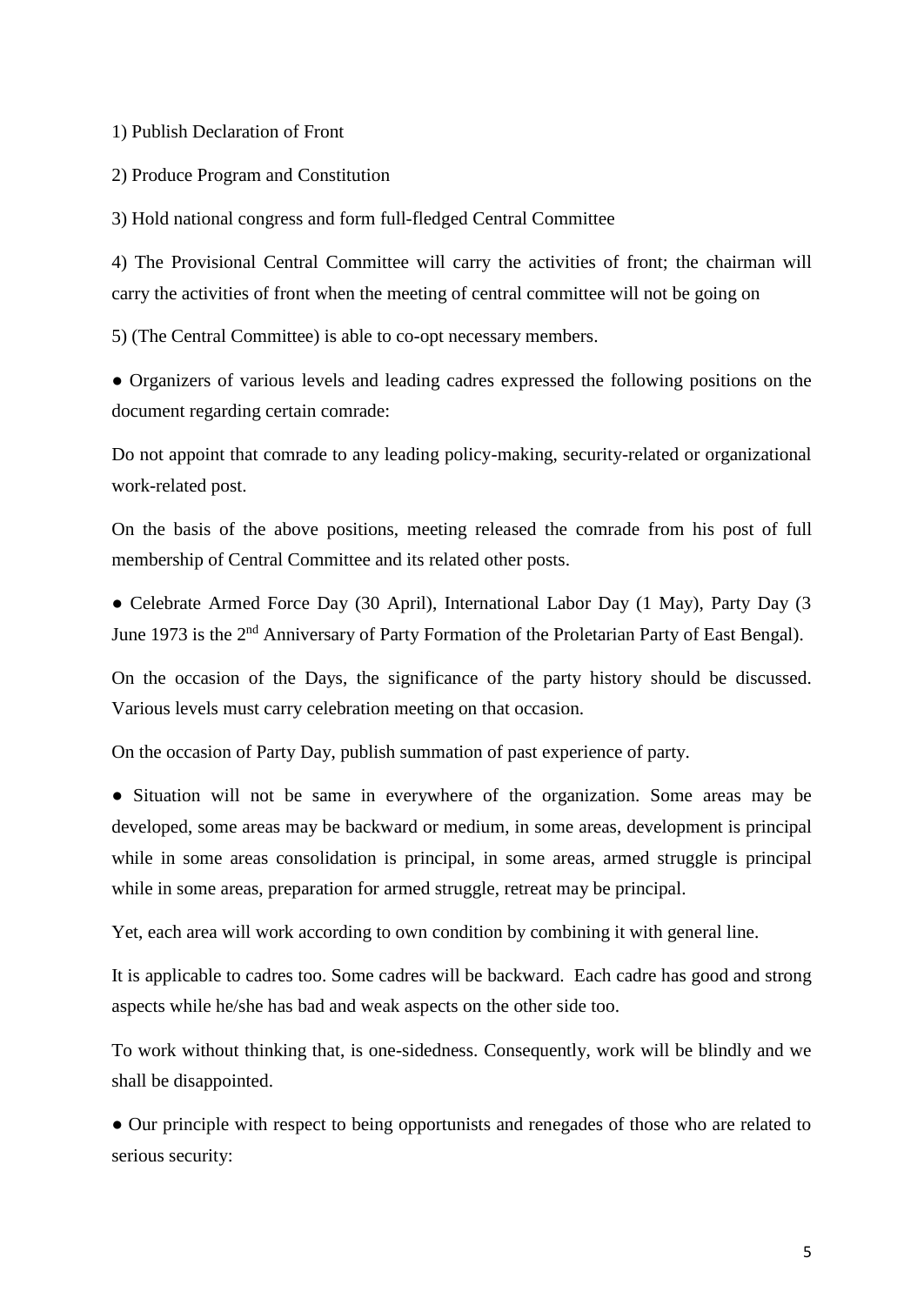1) Publish Declaration of Front

2) Produce Program and Constitution

3) Hold national congress and form full-fledged Central Committee

4) The Provisional Central Committee will carry the activities of front; the chairman will carry the activities of front when the meeting of central committee will not be going on

5) (The Central Committee) is able to co-opt necessary members.

● Organizers of various levels and leading cadres expressed the following positions on the document regarding certain comrade:

Do not appoint that comrade to any leading policy-making, security-related or organizational work-related post.

On the basis of the above positions, meeting released the comrade from his post of full membership of Central Committee and its related other posts.

● Celebrate Armed Force Day (30 April), International Labor Day (1 May), Party Day (3 June 1973 is the 2nd Anniversary of Party Formation of the Proletarian Party of East Bengal).

On the occasion of the Days, the significance of the party history should be discussed. Various levels must carry celebration meeting on that occasion.

On the occasion of Party Day, publish summation of past experience of party.

● Situation will not be same in everywhere of the organization. Some areas may be developed, some areas may be backward or medium, in some areas, development is principal while in some areas consolidation is principal, in some areas, armed struggle is principal while in some areas, preparation for armed struggle, retreat may be principal.

Yet, each area will work according to own condition by combining it with general line.

It is applicable to cadres too. Some cadres will be backward. Each cadre has good and strong aspects while he/she has bad and weak aspects on the other side too.

To work without thinking that, is one-sidedness. Consequently, work will be blindly and we shall be disappointed.

● Our principle with respect to being opportunists and renegades of those who are related to serious security: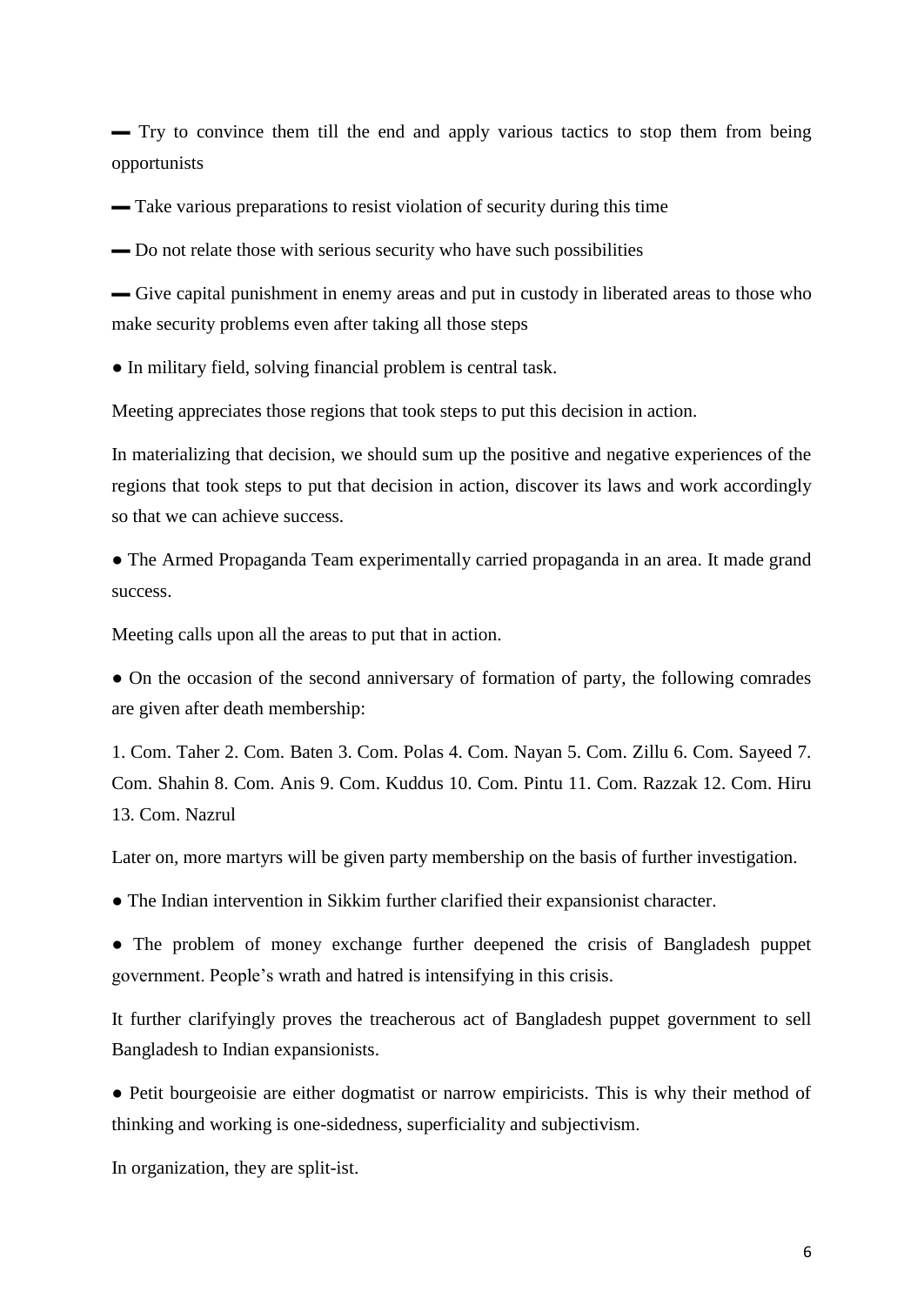▬ Try to convince them till the end and apply various tactics to stop them from being opportunists

▬ Take various preparations to resist violation of security during this time

▬ Do not relate those with serious security who have such possibilities

▬ Give capital punishment in enemy areas and put in custody in liberated areas to those who make security problems even after taking all those steps

● In military field, solving financial problem is central task.

Meeting appreciates those regions that took steps to put this decision in action.

In materializing that decision, we should sum up the positive and negative experiences of the regions that took steps to put that decision in action, discover its laws and work accordingly so that we can achieve success.

● The Armed Propaganda Team experimentally carried propaganda in an area. It made grand success.

Meeting calls upon all the areas to put that in action.

● On the occasion of the second anniversary of formation of party, the following comrades are given after death membership:

1. Com. Taher 2. Com. Baten 3. Com. Polas 4. Com. Nayan 5. Com. Zillu 6. Com. Sayeed 7. Com. Shahin 8. Com. Anis 9. Com. Kuddus 10. Com. Pintu 11. Com. Razzak 12. Com. Hiru 13. Com. Nazrul

Later on, more martyrs will be given party membership on the basis of further investigation.

● The Indian intervention in Sikkim further clarified their expansionist character.

● The problem of money exchange further deepened the crisis of Bangladesh puppet government. People's wrath and hatred is intensifying in this crisis.

It further clarifyingly proves the treacherous act of Bangladesh puppet government to sell Bangladesh to Indian expansionists.

● Petit bourgeoisie are either dogmatist or narrow empiricists. This is why their method of thinking and working is one-sidedness, superficiality and subjectivism.

In organization, they are split-ist.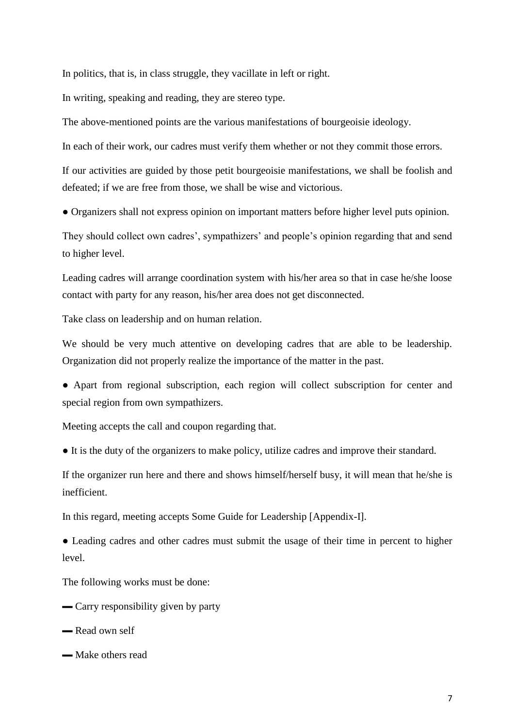In politics, that is, in class struggle, they vacillate in left or right.

In writing, speaking and reading, they are stereo type.

The above-mentioned points are the various manifestations of bourgeoisie ideology.

In each of their work, our cadres must verify them whether or not they commit those errors.

If our activities are guided by those petit bourgeoisie manifestations, we shall be foolish and defeated; if we are free from those, we shall be wise and victorious.

● Organizers shall not express opinion on important matters before higher level puts opinion.

They should collect own cadres', sympathizers' and people's opinion regarding that and send to higher level.

Leading cadres will arrange coordination system with his/her area so that in case he/she loose contact with party for any reason, his/her area does not get disconnected.

Take class on leadership and on human relation.

We should be very much attentive on developing cadres that are able to be leadership. Organization did not properly realize the importance of the matter in the past.

● Apart from regional subscription, each region will collect subscription for center and special region from own sympathizers.

Meeting accepts the call and coupon regarding that.

● It is the duty of the organizers to make policy, utilize cadres and improve their standard.

If the organizer run here and there and shows himself/herself busy, it will mean that he/she is inefficient.

In this regard, meeting accepts Some Guide for Leadership [Appendix-I].

● Leading cadres and other cadres must submit the usage of their time in percent to higher level.

The following works must be done:

▬ Carry responsibility given by party

▬ Read own self

▬ Make others read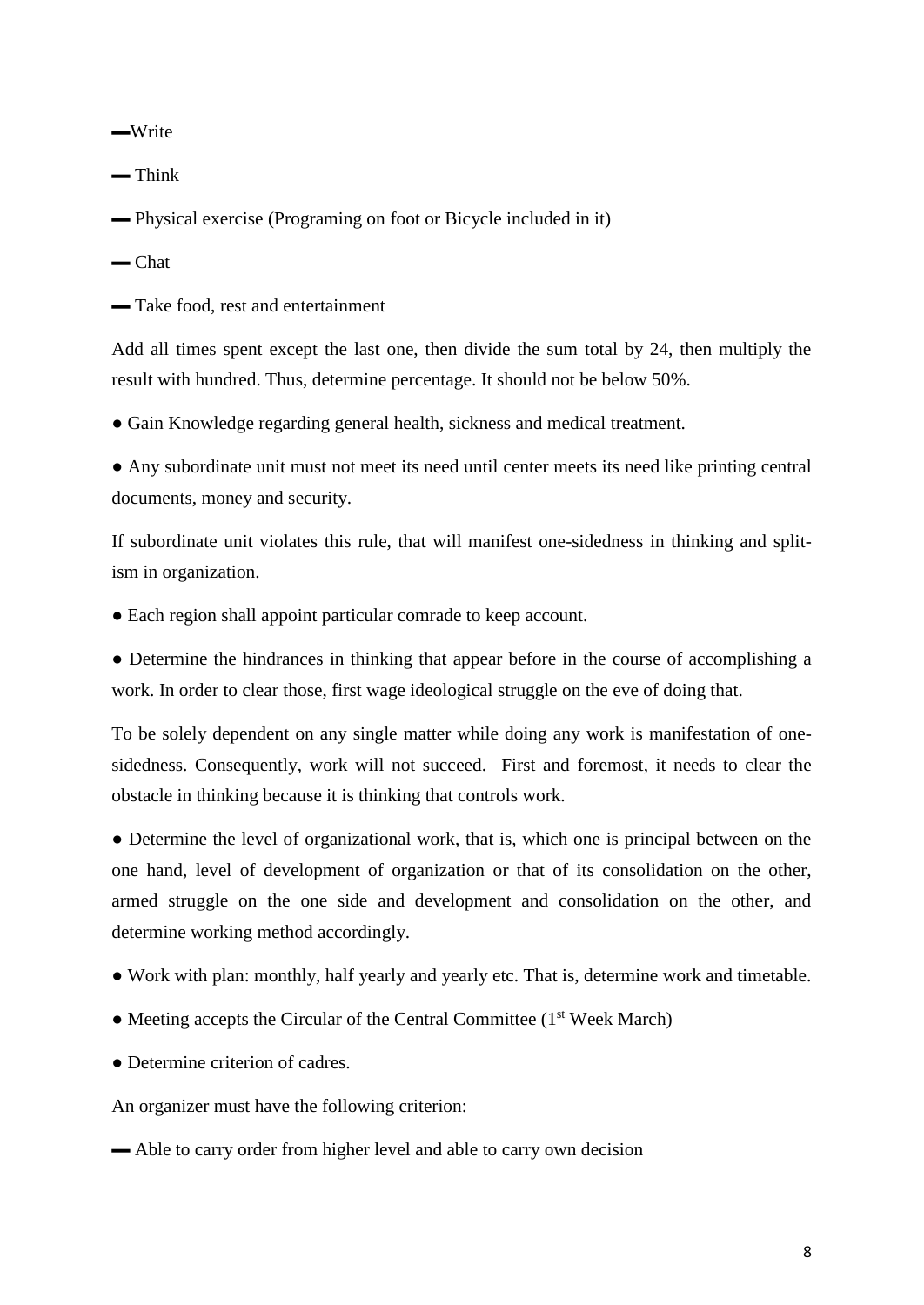▬Write

▬ Think

▬ Physical exercise (Programing on foot or Bicycle included in it)

▬ Chat

▬ Take food, rest and entertainment

Add all times spent except the last one, then divide the sum total by 24, then multiply the result with hundred. Thus, determine percentage. It should not be below 50%.

● Gain Knowledge regarding general health, sickness and medical treatment.

● Any subordinate unit must not meet its need until center meets its need like printing central documents, money and security.

If subordinate unit violates this rule, that will manifest one-sidedness in thinking and split-ism in organization.

● Each region shall appoint particular comrade to keep account.

● Determine the hindrances in thinking that appear before in the course of accomplishing a work. In order to clear those, first wage ideological struggle on the eve of doing that.

To be solely dependent on any single matter while doing any work is manifestation of one-sidedness. Consequently, work will not succeed. First and foremost, it needs to clear the obstacle in thinking because it is thinking that controls work.

● Determine the level of organizational work, that is, which one is principal between on the one hand, level of development of organization or that of its consolidation on the other, armed struggle on the one side and development and consolidation on the other, and determine working method accordingly.

● Work with plan: monthly, half yearly and yearly etc. That is, determine work and timetable.

● Meeting accepts the Circular of the Central Committee (1st Week March)

● Determine criterion of cadres.

An organizer must have the following criterion:

▬ Able to carry order from higher level and able to carry own decision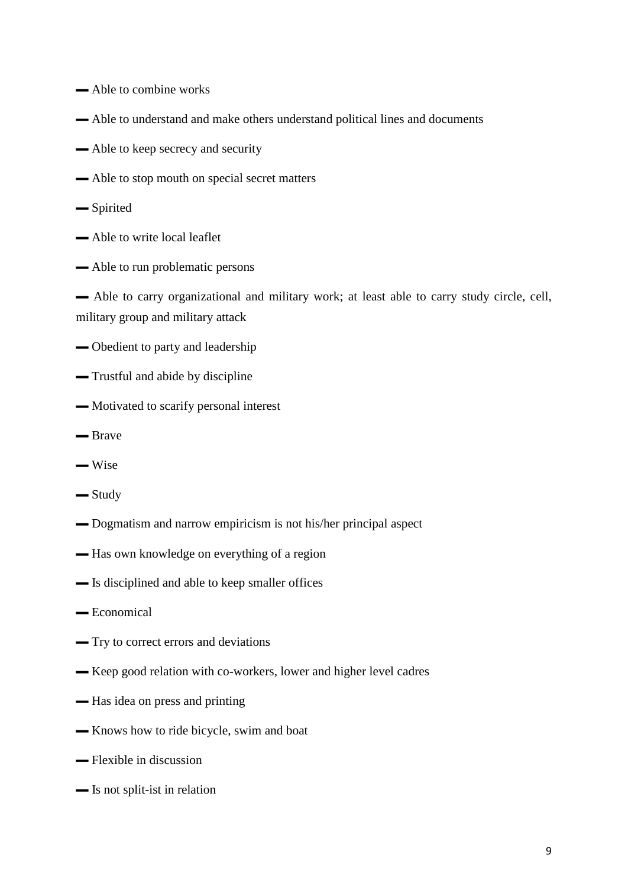— Able to combine works

— Able to understand and make others understand political lines and documents

— Able to keep secrecy and security

— Able to stop mouth on special secret matters

— Spirited

— Able to write local leaflet

— Able to run problematic persons

— Able to carry organizational and military work; at least able to carry study circle, cell, military group and military attack

— Obedient to party and leadership

— Trustful and abide by discipline

— Motivated to scarify personal interest

— Brave

— Wise

— Study

— Dogmatism and narrow empiricism is not his/her principal aspect

— Has own knowledge on everything of a region

— Is disciplined and able to keep smaller offices

— Economical

— Try to correct errors and deviations

— Keep good relation with co-workers, lower and higher level cadres

— Has idea on press and printing

— Knows how to ride bicycle, swim and boat

— Flexible in discussion

— Is not split-ist in relation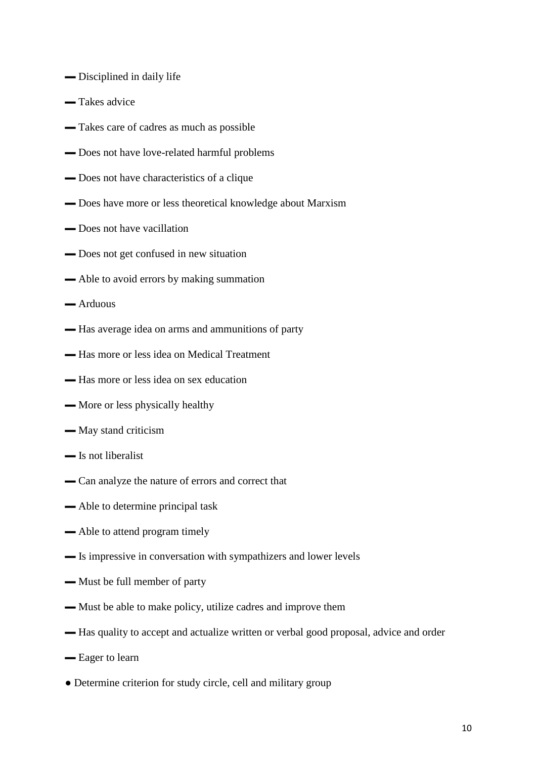- Disciplined in daily life
- Takes advice
- Takes care of cadres as much as possible
- Does not have love-related harmful problems
- Does not have characteristics of a clique
- Does have more or less theoretical knowledge about Marxism
- Does not have vacillation
- Does not get confused in new situation
- Able to avoid errors by making summation
- Arduous
- Has average idea on arms and ammunitions of party
- Has more or less idea on Medical Treatment
- Has more or less idea on sex education
- More or less physically healthy
- May stand criticism
- Is not liberalist
- Can analyze the nature of errors and correct that
- Able to determine principal task
- Able to attend program timely
- Is impressive in conversation with sympathizers and lower levels
- Must be full member of party
- Must be able to make policy, utilize cadres and improve them
- Has quality to accept and actualize written or verbal good proposal, advice and order
- Eager to learn

● Determine criterion for study circle, cell and military group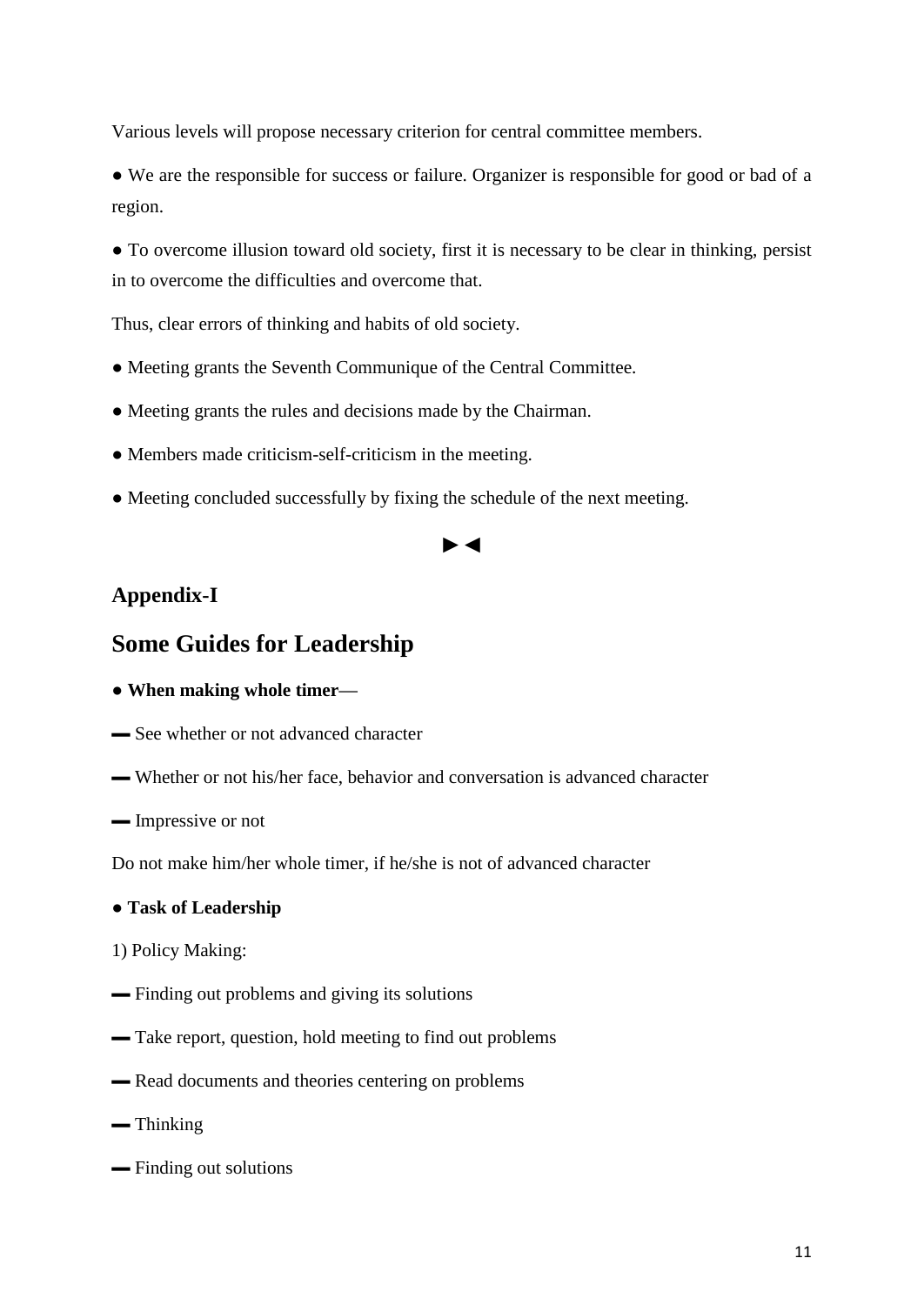Various levels will propose necessary criterion for central committee members.

● We are the responsible for success or failure. Organizer is responsible for good or bad of a region.

● To overcome illusion toward old society, first it is necessary to be clear in thinking, persist in to overcome the difficulties and overcome that.

Thus, clear errors of thinking and habits of old society.

● Meeting grants the Seventh Communique of the Central Committee.

● Meeting grants the rules and decisions made by the Chairman.

● Members made criticism-self-criticism in the meeting.

● Meeting concluded successfully by fixing the schedule of the next meeting.

►◄

## Appendix-I

## Some Guides for Leadership

● **When making whole timer**—

▬ See whether or not advanced character

▬ Whether or not his/her face, behavior and conversation is advanced character

▬ Impressive or not

Do not make him/her whole timer, if he/she is not of advanced character

● **Task of Leadership**

1) Policy Making:

▬ Finding out problems and giving its solutions

▬ Take report, question, hold meeting to find out problems

▬ Read documents and theories centering on problems

▬ Thinking

▬ Finding out solutions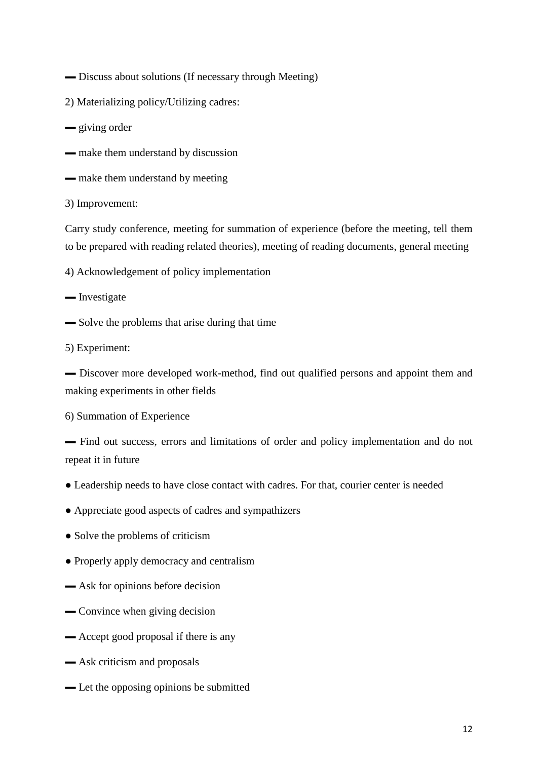▬ Discuss about solutions (If necessary through Meeting)

2) Materializing policy/Utilizing cadres:

▬ giving order

▬ make them understand by discussion

▬ make them understand by meeting

3) Improvement:

Carry study conference, meeting for summation of experience (before the meeting, tell them to be prepared with reading related theories), meeting of reading documents, general meeting

4) Acknowledgement of policy implementation

▬ Investigate

▬ Solve the problems that arise during that time

5) Experiment:

▬ Discover more developed work-method, find out qualified persons and appoint them and making experiments in other fields

6) Summation of Experience

▬ Find out success, errors and limitations of order and policy implementation and do not repeat it in future

- Leadership needs to have close contact with cadres. For that, courier center is needed
- Appreciate good aspects of cadres and sympathizers
- Solve the problems of criticism
- Properly apply democracy and centralism

▬ Ask for opinions before decision

▬ Convince when giving decision

▬ Accept good proposal if there is any

▬ Ask criticism and proposals

▬ Let the opposing opinions be submitted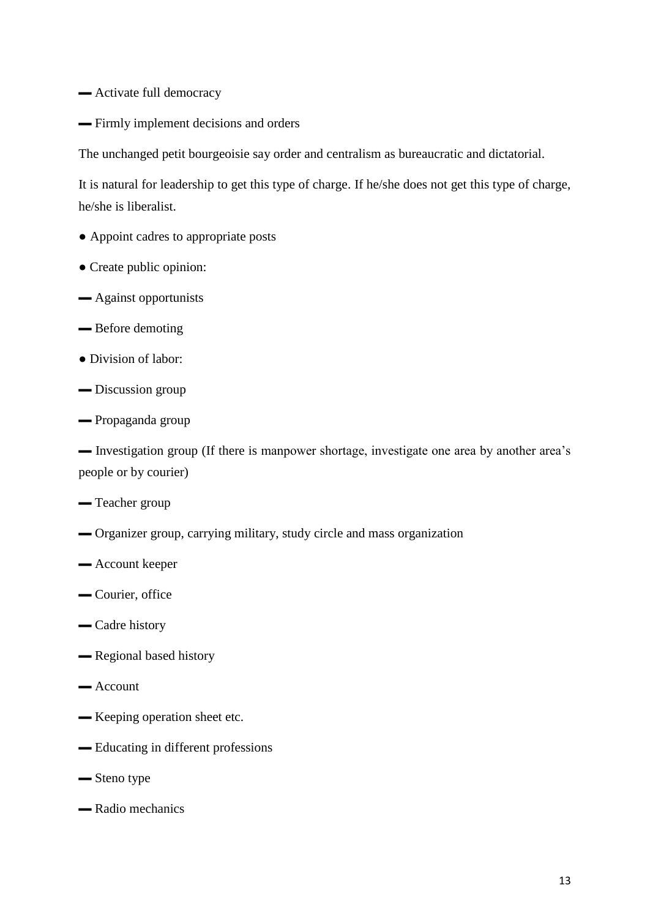— Activate full democracy

— Firmly implement decisions and orders

The unchanged petit bourgeoisie say order and centralism as bureaucratic and dictatorial.

It is natural for leadership to get this type of charge. If he/she does not get this type of charge, he/she is liberalist.

- Appoint cadres to appropriate posts
- Create public opinion:

— Against opportunists

— Before demoting

- Division of labor:

— Discussion group

— Propaganda group

— Investigation group (If there is manpower shortage, investigate one area by another area's people or by courier)

— Teacher group

— Organizer group, carrying military, study circle and mass organization

— Account keeper

— Courier, office

— Cadre history

— Regional based history

— Account

— Keeping operation sheet etc.

— Educating in different professions

— Steno type

— Radio mechanics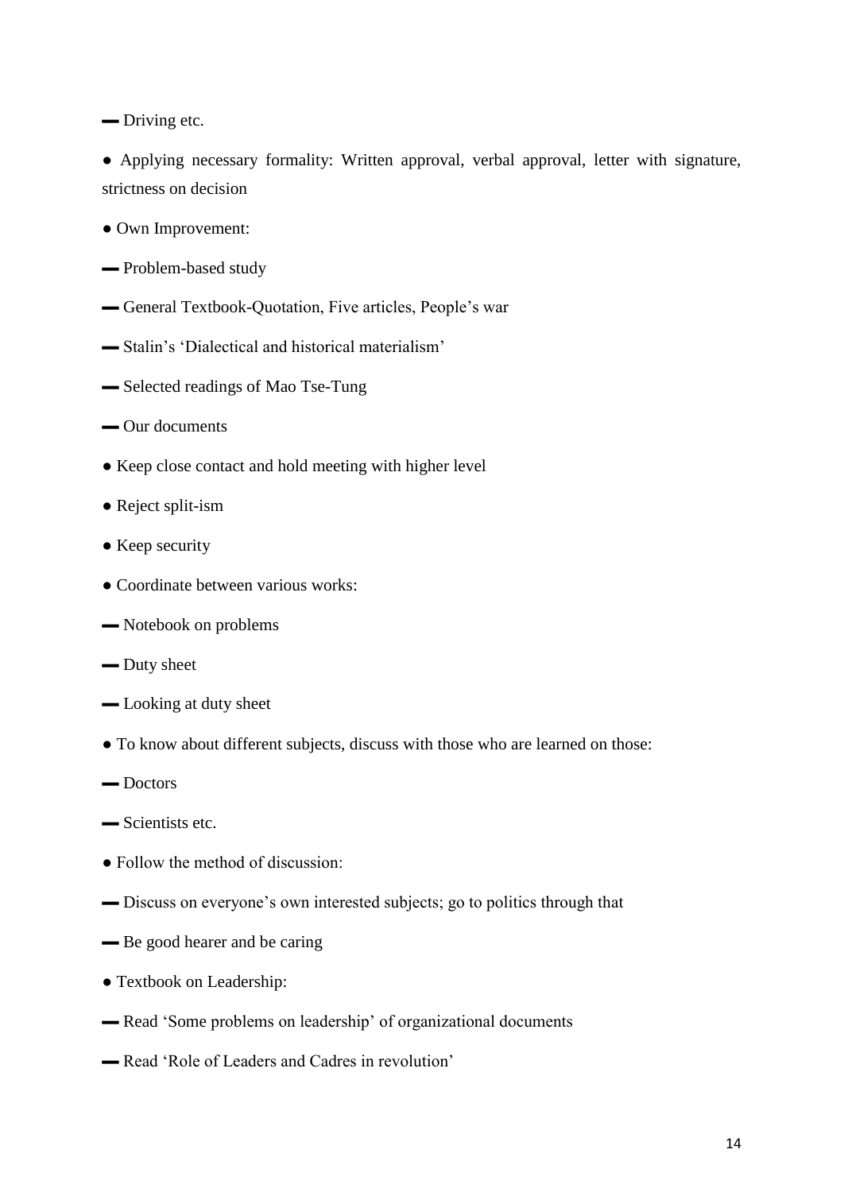- Driving etc.

● Applying necessary formality: Written approval, verbal approval, letter with signature, strictness on decision

● Own Improvement:

- Problem-based study
- General Textbook-Quotation, Five articles, People's war
- Stalin's 'Dialectical and historical materialism'
- Selected readings of Mao Tse-Tung
- Our documents

● Keep close contact and hold meeting with higher level

● Reject split-ism

● Keep security

● Coordinate between various works:

- Notebook on problems
- Duty sheet
- Looking at duty sheet

● To know about different subjects, discuss with those who are learned on those:

- Doctors
- Scientists etc.

● Follow the method of discussion:

- Discuss on everyone's own interested subjects; go to politics through that
- Be good hearer and be caring

● Textbook on Leadership:

- Read 'Some problems on leadership' of organizational documents
- Read 'Role of Leaders and Cadres in revolution'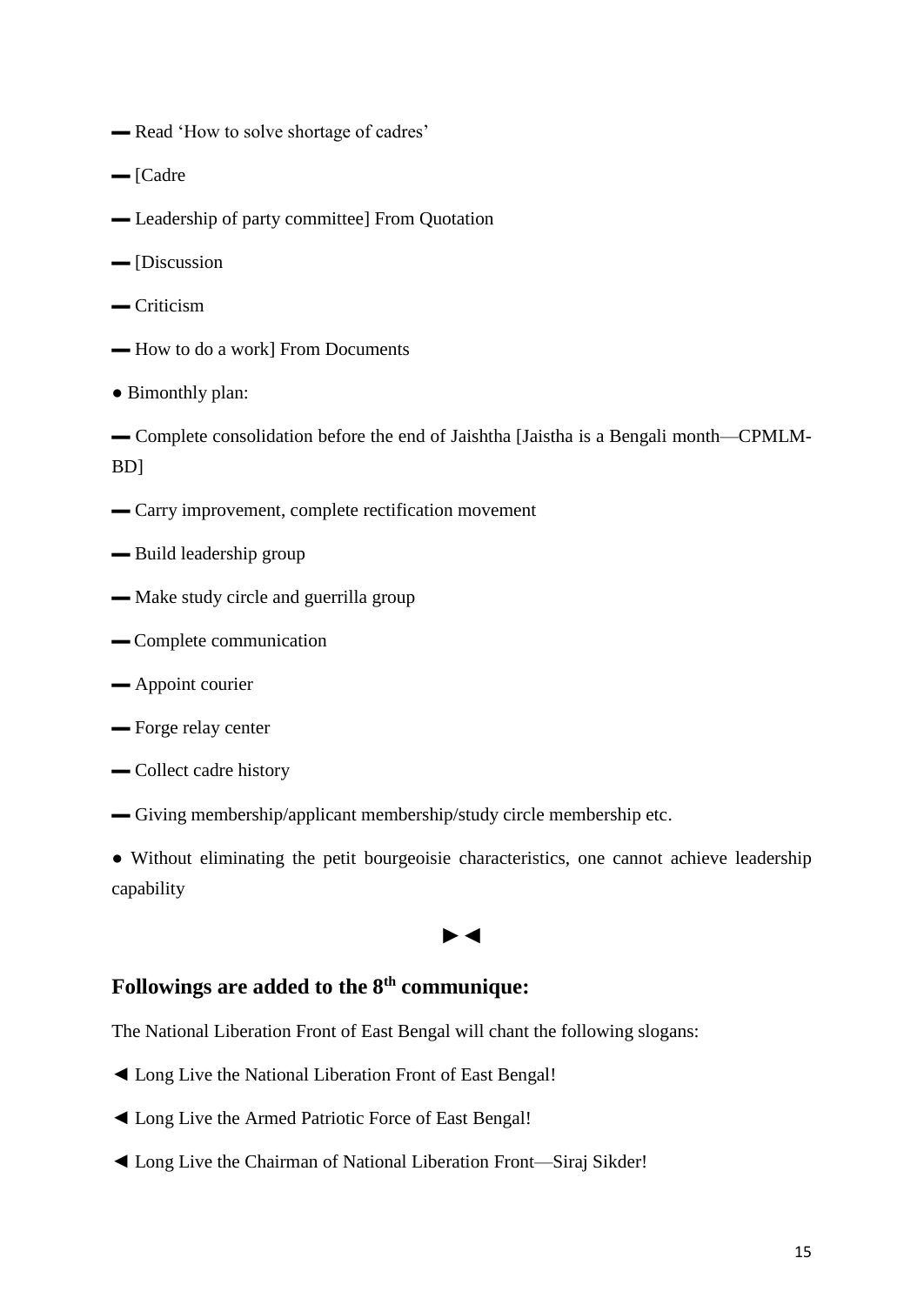▬ Read 'How to solve shortage of cadres'

▬ [Cadre

▬ Leadership of party committee] From Quotation

▬ [Discussion

▬ Criticism

▬ How to do a work] From Documents

● Bimonthly plan:

▬ Complete consolidation before the end of Jaishtha [Jaistha is a Bengali month—CPMLM-BD]

▬ Carry improvement, complete rectification movement

▬ Build leadership group

▬ Make study circle and guerrilla group

▬ Complete communication

▬ Appoint courier

▬ Forge relay center

▬ Collect cadre history

▬ Giving membership/applicant membership/study circle membership etc.

● Without eliminating the petit bourgeoisie characteristics, one cannot achieve leadership capability

►◄

## Followings are added to the 8th communique:

The National Liberation Front of East Bengal will chant the following slogans:

◄ Long Live the National Liberation Front of East Bengal!

◄ Long Live the Armed Patriotic Force of East Bengal!

◄ Long Live the Chairman of National Liberation Front—Siraj Sikder!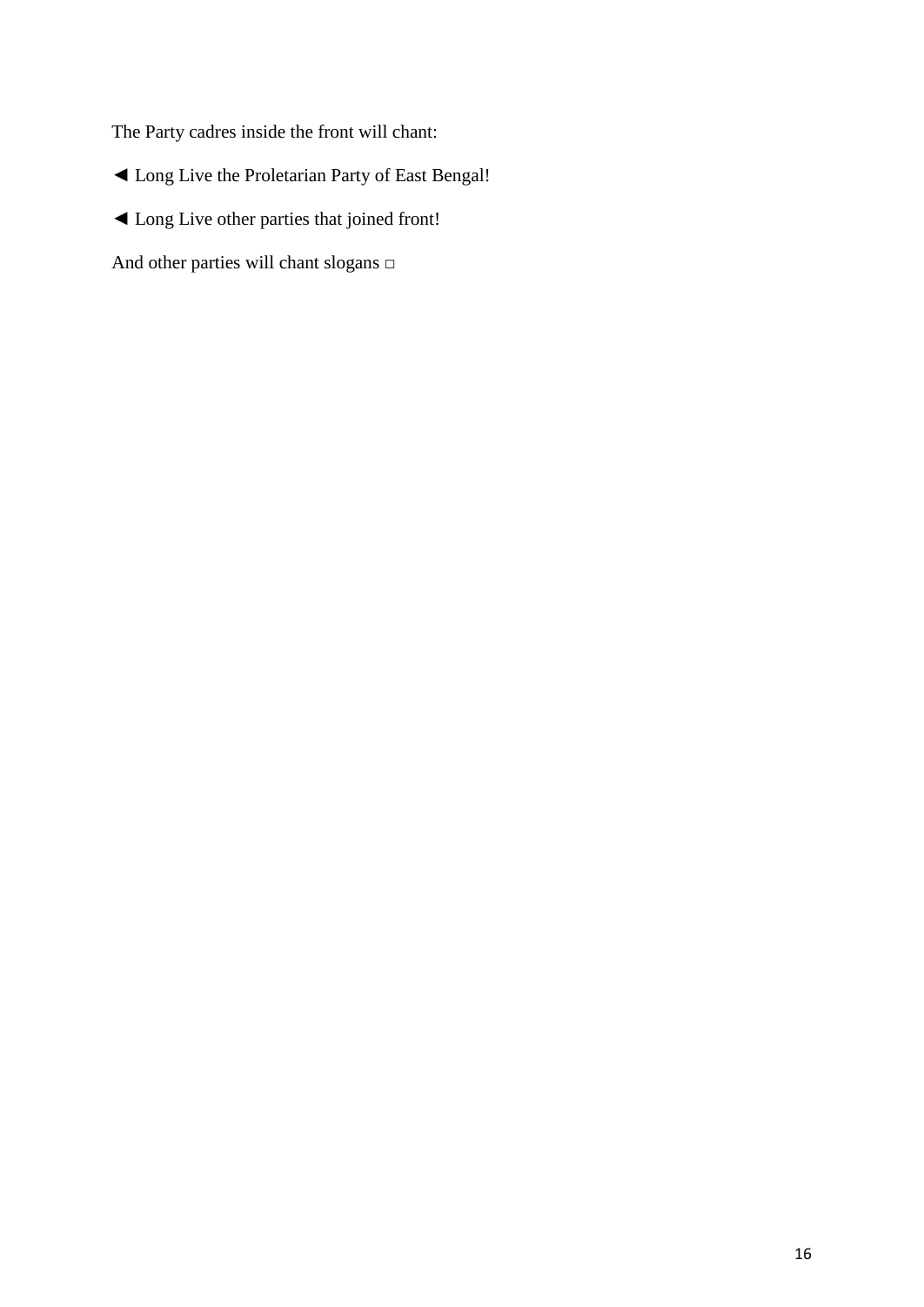The Party cadres inside the front will chant:

◄ Long Live the Proletarian Party of East Bengal!

◄ Long Live other parties that joined front!

And other parties will chant slogans □